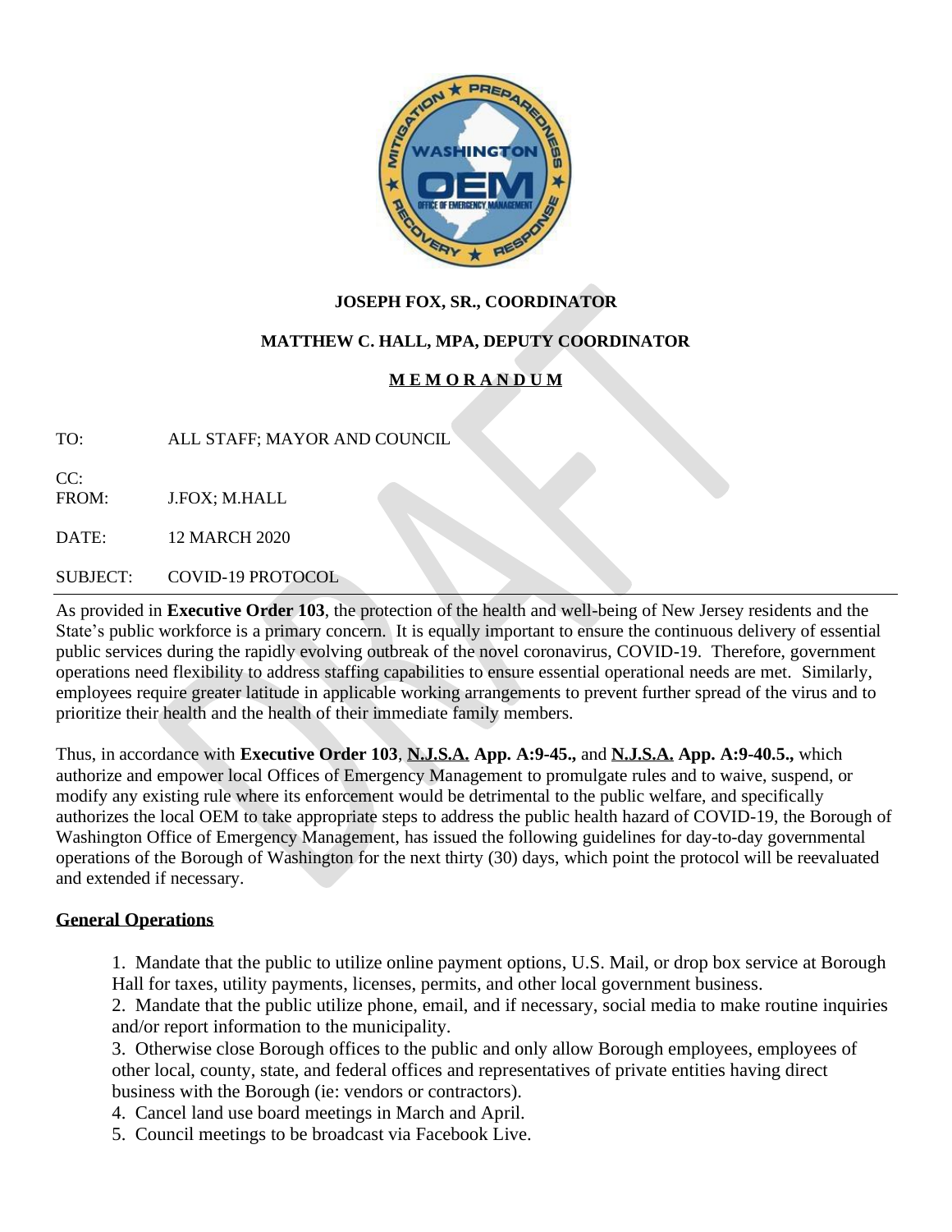**JOSEPH FOX, SR., COORDINATOR**

**MATTHEW C. HALL, MPA, DEPUTY COORDINATOR**

**M E M O R A N D U M**

TO: ALL STAFF; MAYOR AND COUNCIL

CC:

FROM: J.FOX; M.HALL

DATE: 12 MARCH 2020

SUBJECT: COVID-19 PROTOCOL

---

As provided in **Executive Order 103**, the protection of the health and well-being of New Jersey residents and the State's public workforce is a primary concern. It is equally important to ensure the continuous delivery of essential public services during the rapidly evolving outbreak of the novel coronavirus, COVID-19. Therefore, government operations need flexibility to address staffing capabilities to ensure essential operational needs are met. Similarly, employees require greater latitude in applicable working arrangements to prevent further spread of the virus and to prioritize their health and the health of their immediate family members.

Thus, in accordance with **Executive Order 103**, **N.J.S.A. App. A:9-45.,** and **N.J.S.A. App. A:9-40.5.,** which authorize and empower local Offices of Emergency Management to promulgate rules and to waive, suspend, or modify any existing rule where its enforcement would be detrimental to the public welfare, and specifically authorizes the local OEM to take appropriate steps to address the public health hazard of COVID-19, the Borough of Washington Office of Emergency Management, has issued the following guidelines for day-to-day governmental operations of the Borough of Washington for the next thirty (30) days, which point the protocol will be reevaluated and extended if necessary.

## General Operations

1. Mandate that the public to utilize online payment options, U.S. Mail, or drop box service at Borough Hall for taxes, utility payments, licenses, permits, and other local government business.
2. Mandate that the public utilize phone, email, and if necessary, social media to make routine inquiries and/or report information to the municipality.
3. Otherwise close Borough offices to the public and only allow Borough employees, employees of other local, county, state, and federal offices and representatives of private entities having direct business with the Borough (ie: vendors or contractors).
4. Cancel land use board meetings in March and April.
5. Council meetings to be broadcast via Facebook Live.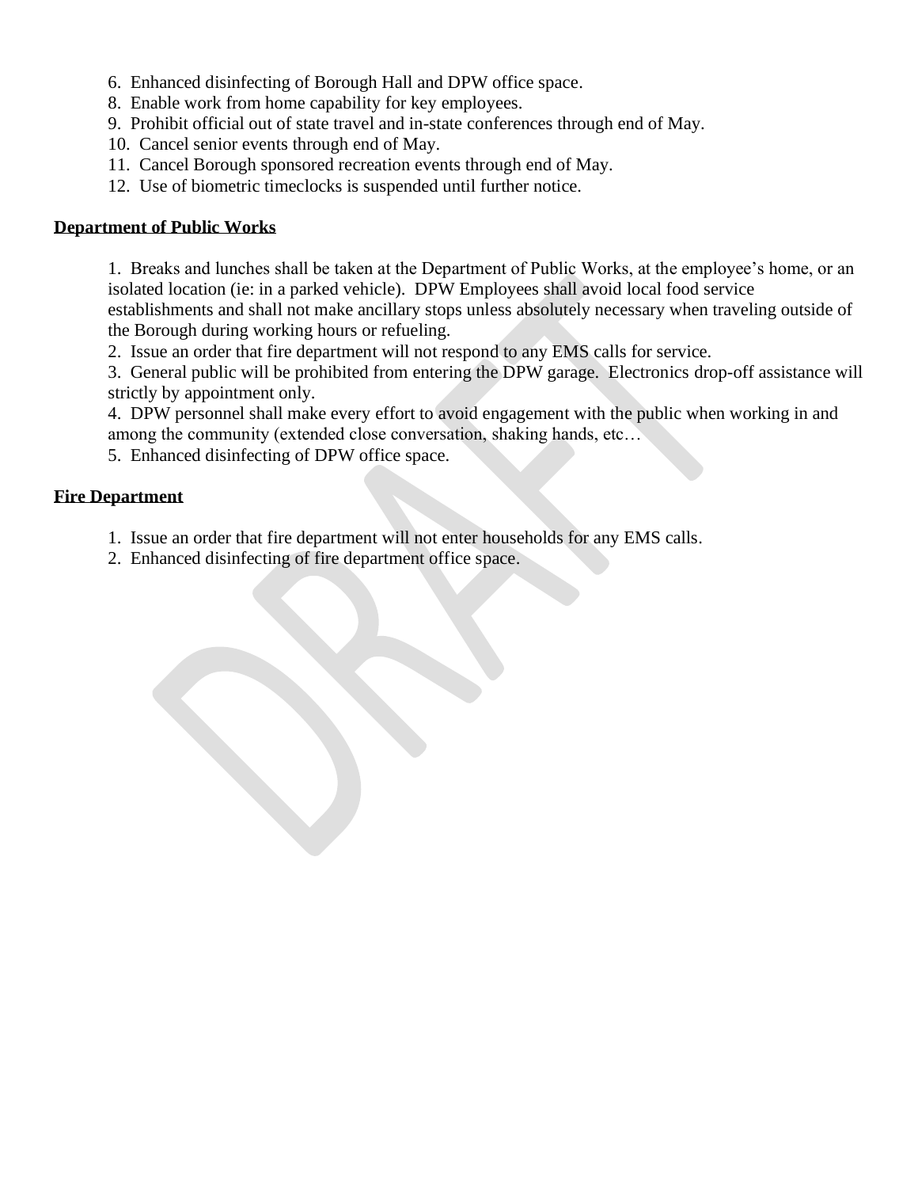6. Enhanced disinfecting of Borough Hall and DPW office space.
8. Enable work from home capability for key employees.
9. Prohibit official out of state travel and in-state conferences through end of May.
10. Cancel senior events through end of May.
11. Cancel Borough sponsored recreation events through end of May.
12. Use of biometric timeclocks is suspended until further notice.

**<u>Department of Public Works</u>**

1. Breaks and lunches shall be taken at the Department of Public Works, at the employee's home, or an isolated location (ie: in a parked vehicle). DPW Employees shall avoid local food service establishments and shall not make ancillary stops unless absolutely necessary when traveling outside of the Borough during working hours or refueling.
2. Issue an order that fire department will not respond to any EMS calls for service.
3. General public will be prohibited from entering the DPW garage. Electronics drop-off assistance will strictly by appointment only.
4. DPW personnel shall make every effort to avoid engagement with the public when working in and among the community (extended close conversation, shaking hands, etc…
5. Enhanced disinfecting of DPW office space.

**<u>Fire Department</u>**

1. Issue an order that fire department will not enter households for any EMS calls.
2. Enhanced disinfecting of fire department office space.

DRAFT